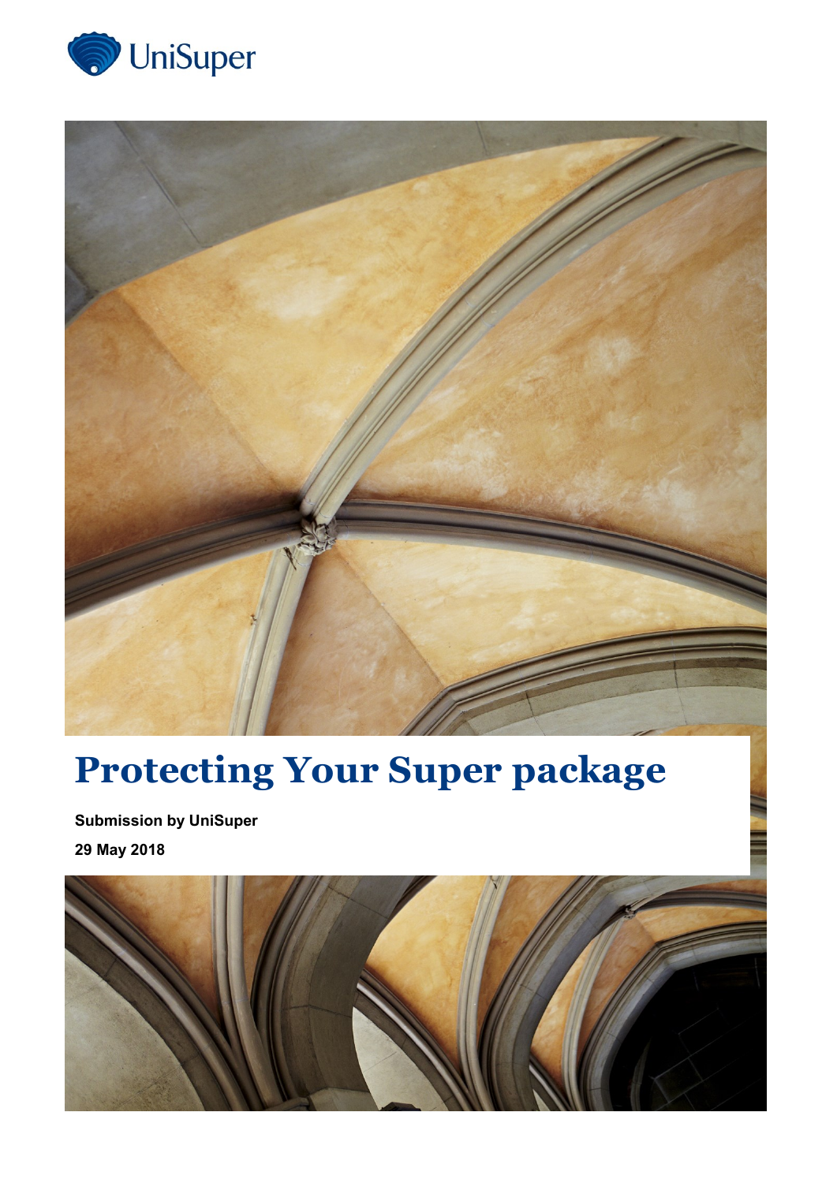UniSuper

# Protecting Your Super package

**Submission by UniSuper**

**29 May 2018**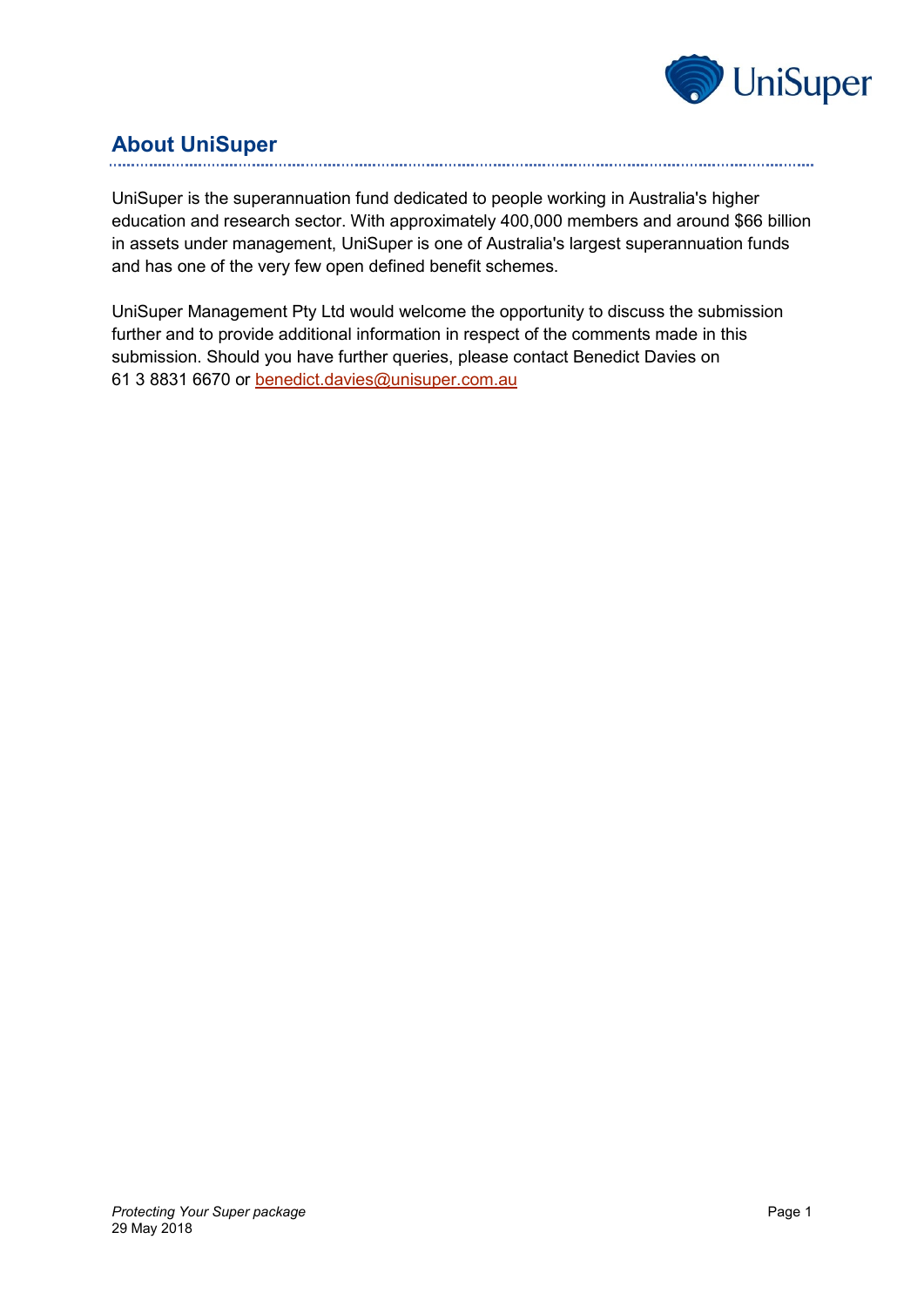## About UniSuper

UniSuper is the superannuation fund dedicated to people working in Australia's higher education and research sector. With approximately 400,000 members and around $66 billion in assets under management, UniSuper is one of Australia's largest superannuation funds and has one of the very few open defined benefit schemes.

UniSuper Management Pty Ltd would welcome the opportunity to discuss the submission further and to provide additional information in respect of the comments made in this submission. Should you have further queries, please contact Benedict Davies on 61 3 8831 6670 or benedict.davies@unisuper.com.au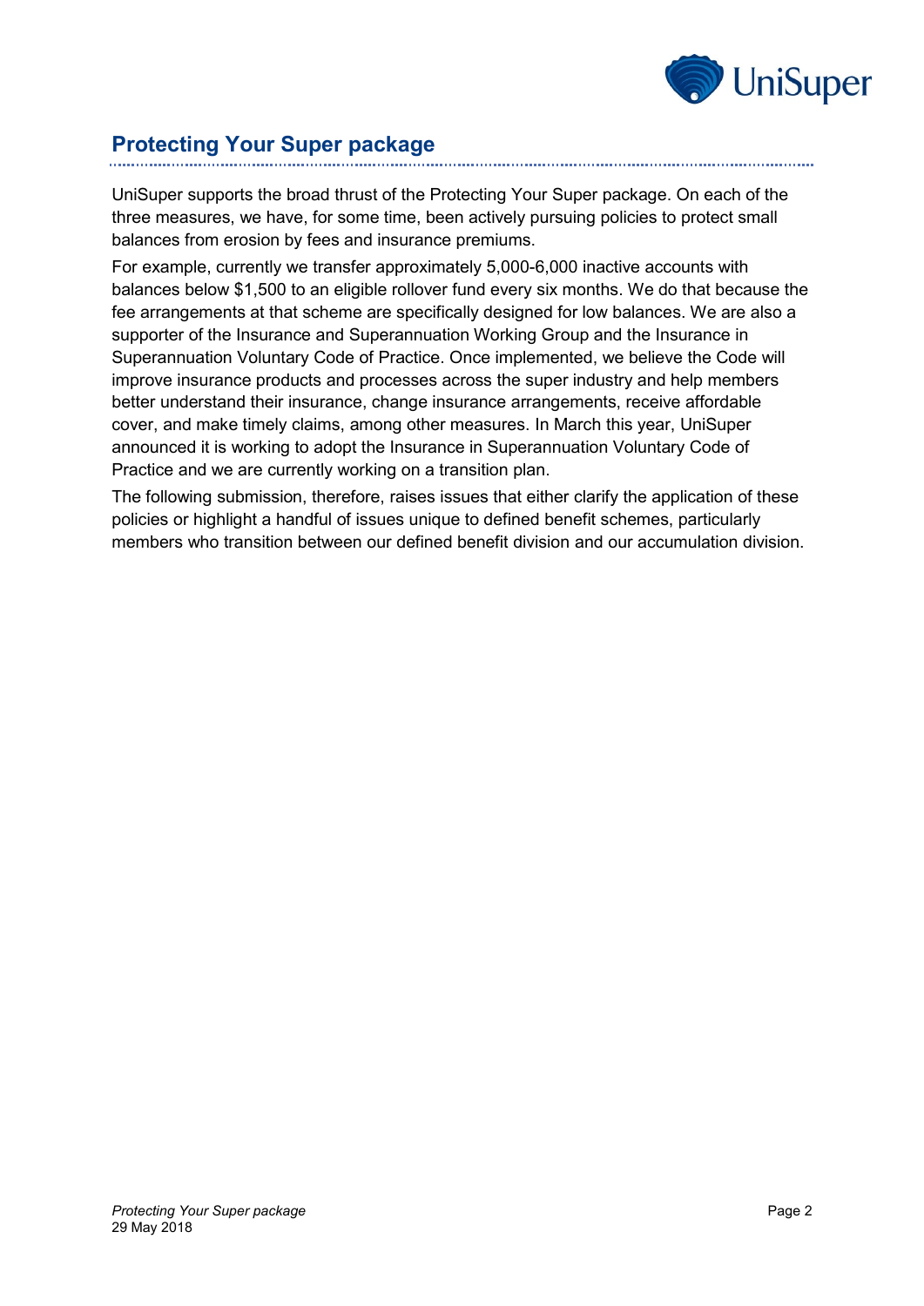## Protecting Your Super package

UniSuper supports the broad thrust of the Protecting Your Super package. On each of the three measures, we have, for some time, been actively pursuing policies to protect small balances from erosion by fees and insurance premiums.

For example, currently we transfer approximately 5,000-6,000 inactive accounts with balances below $1,500 to an eligible rollover fund every six months. We do that because the fee arrangements at that scheme are specifically designed for low balances. We are also a supporter of the Insurance and Superannuation Working Group and the Insurance in Superannuation Voluntary Code of Practice. Once implemented, we believe the Code will improve insurance products and processes across the super industry and help members better understand their insurance, change insurance arrangements, receive affordable cover, and make timely claims, among other measures. In March this year, UniSuper announced it is working to adopt the Insurance in Superannuation Voluntary Code of Practice and we are currently working on a transition plan.

The following submission, therefore, raises issues that either clarify the application of these policies or highlight a handful of issues unique to defined benefit schemes, particularly members who transition between our defined benefit division and our accumulation division.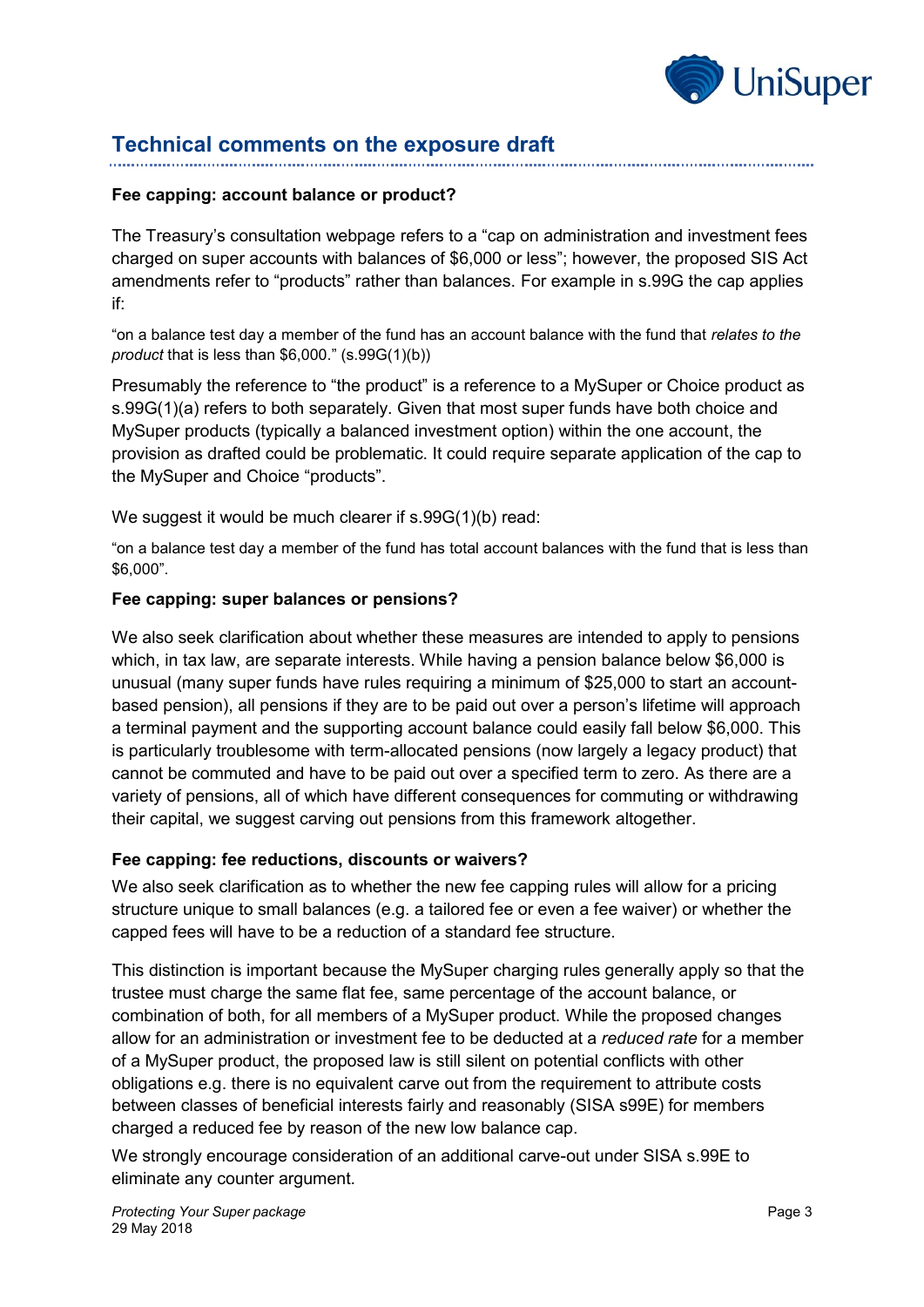## Technical comments on the exposure draft

**Fee capping: account balance or product?**

The Treasury's consultation webpage refers to a "cap on administration and investment fees charged on super accounts with balances of $6,000 or less"; however, the proposed SIS Act amendments refer to "products" rather than balances. For example in s.99G the cap applies if:

"on a balance test day a member of the fund has an account balance with the fund that *relates to the product* that is less than $6,000." (s.99G(1)(b))

Presumably the reference to "the product" is a reference to a MySuper or Choice product as s.99G(1)(a) refers to both separately. Given that most super funds have both choice and MySuper products (typically a balanced investment option) within the one account, the provision as drafted could be problematic. It could require separate application of the cap to the MySuper and Choice "products".

We suggest it would be much clearer if s.99G(1)(b) read:

"on a balance test day a member of the fund has total account balances with the fund that is less than $6,000".

**Fee capping: super balances or pensions?**

We also seek clarification about whether these measures are intended to apply to pensions which, in tax law, are separate interests. While having a pension balance below $6,000 is unusual (many super funds have rules requiring a minimum of $25,000 to start an account-based pension), all pensions if they are to be paid out over a person's lifetime will approach a terminal payment and the supporting account balance could easily fall below $6,000. This is particularly troublesome with term-allocated pensions (now largely a legacy product) that cannot be commuted and have to be paid out over a specified term to zero. As there are a variety of pensions, all of which have different consequences for commuting or withdrawing their capital, we suggest carving out pensions from this framework altogether.

**Fee capping: fee reductions, discounts or waivers?**

We also seek clarification as to whether the new fee capping rules will allow for a pricing structure unique to small balances (e.g. a tailored fee or even a fee waiver) or whether the capped fees will have to be a reduction of a standard fee structure.

This distinction is important because the MySuper charging rules generally apply so that the trustee must charge the same flat fee, same percentage of the account balance, or combination of both, for all members of a MySuper product. While the proposed changes allow for an administration or investment fee to be deducted at a *reduced rate* for a member of a MySuper product, the proposed law is still silent on potential conflicts with other obligations e.g. there is no equivalent carve out from the requirement to attribute costs between classes of beneficial interests fairly and reasonably (SISA s99E) for members charged a reduced fee by reason of the new low balance cap.

We strongly encourage consideration of an additional carve-out under SISA s.99E to eliminate any counter argument.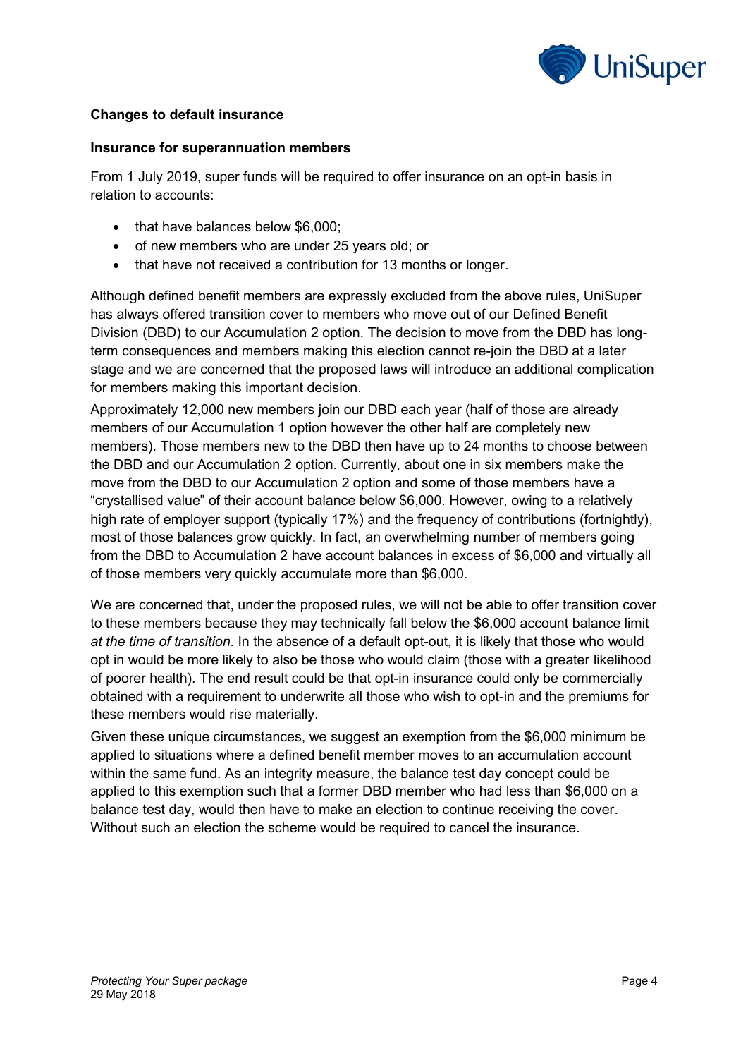**Changes to default insurance**

**Insurance for superannuation members**

From 1 July 2019, super funds will be required to offer insurance on an opt-in basis in relation to accounts:

- that have balances below $6,000;
- of new members who are under 25 years old; or
- that have not received a contribution for 13 months or longer.

Although defined benefit members are expressly excluded from the above rules, UniSuper has always offered transition cover to members who move out of our Defined Benefit Division (DBD) to our Accumulation 2 option. The decision to move from the DBD has long-term consequences and members making this election cannot re-join the DBD at a later stage and we are concerned that the proposed laws will introduce an additional complication for members making this important decision.

Approximately 12,000 new members join our DBD each year (half of those are already members of our Accumulation 1 option however the other half are completely new members). Those members new to the DBD then have up to 24 months to choose between the DBD and our Accumulation 2 option. Currently, about one in six members make the move from the DBD to our Accumulation 2 option and some of those members have a "crystallised value" of their account balance below $6,000. However, owing to a relatively high rate of employer support (typically 17%) and the frequency of contributions (fortnightly), most of those balances grow quickly. In fact, an overwhelming number of members going from the DBD to Accumulation 2 have account balances in excess of $6,000 and virtually all of those members very quickly accumulate more than $6,000.

We are concerned that, under the proposed rules, we will not be able to offer transition cover to these members because they may technically fall below the $6,000 account balance limit *at the time of transition*. In the absence of a default opt-out, it is likely that those who would opt in would be more likely to also be those who would claim (those with a greater likelihood of poorer health). The end result could be that opt-in insurance could only be commercially obtained with a requirement to underwrite all those who wish to opt-in and the premiums for these members would rise materially.

Given these unique circumstances, we suggest an exemption from the $6,000 minimum be applied to situations where a defined benefit member moves to an accumulation account within the same fund. As an integrity measure, the balance test day concept could be applied to this exemption such that a former DBD member who had less than $6,000 on a balance test day, would then have to make an election to continue receiving the cover. Without such an election the scheme would be required to cancel the insurance.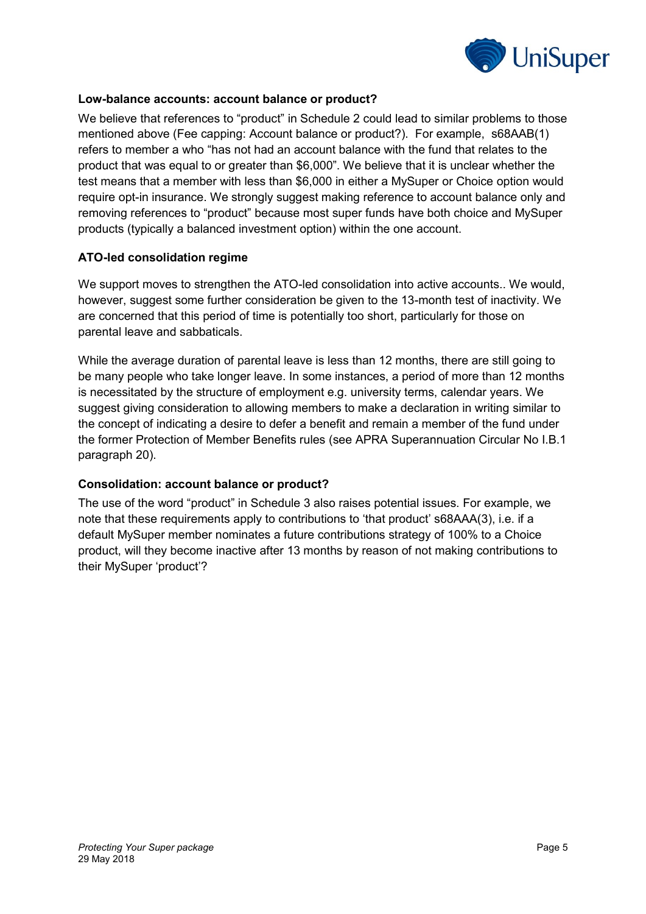### Low-balance accounts: account balance or product?

We believe that references to “product” in Schedule 2 could lead to similar problems to those mentioned above (Fee capping: Account balance or product?). For example, s68AAB(1) refers to member a who “has not had an account balance with the fund that relates to the product that was equal to or greater than $6,000”. We believe that it is unclear whether the test means that a member with less than $6,000 in either a MySuper or Choice option would require opt-in insurance. We strongly suggest making reference to account balance only and removing references to “product” because most super funds have both choice and MySuper products (typically a balanced investment option) within the one account.

### ATO-led consolidation regime

We support moves to strengthen the ATO-led consolidation into active accounts.. We would, however, suggest some further consideration be given to the 13-month test of inactivity. We are concerned that this period of time is potentially too short, particularly for those on parental leave and sabbaticals.

While the average duration of parental leave is less than 12 months, there are still going to be many people who take longer leave. In some instances, a period of more than 12 months is necessitated by the structure of employment e.g. university terms, calendar years. We suggest giving consideration to allowing members to make a declaration in writing similar to the concept of indicating a desire to defer a benefit and remain a member of the fund under the former Protection of Member Benefits rules (see APRA Superannuation Circular No I.B.1 paragraph 20).

### Consolidation: account balance or product?

The use of the word “product” in Schedule 3 also raises potential issues. For example, we note that these requirements apply to contributions to ‘that product’ s68AAA(3), i.e. if a default MySuper member nominates a future contributions strategy of 100% to a Choice product, will they become inactive after 13 months by reason of not making contributions to their MySuper ‘product’?